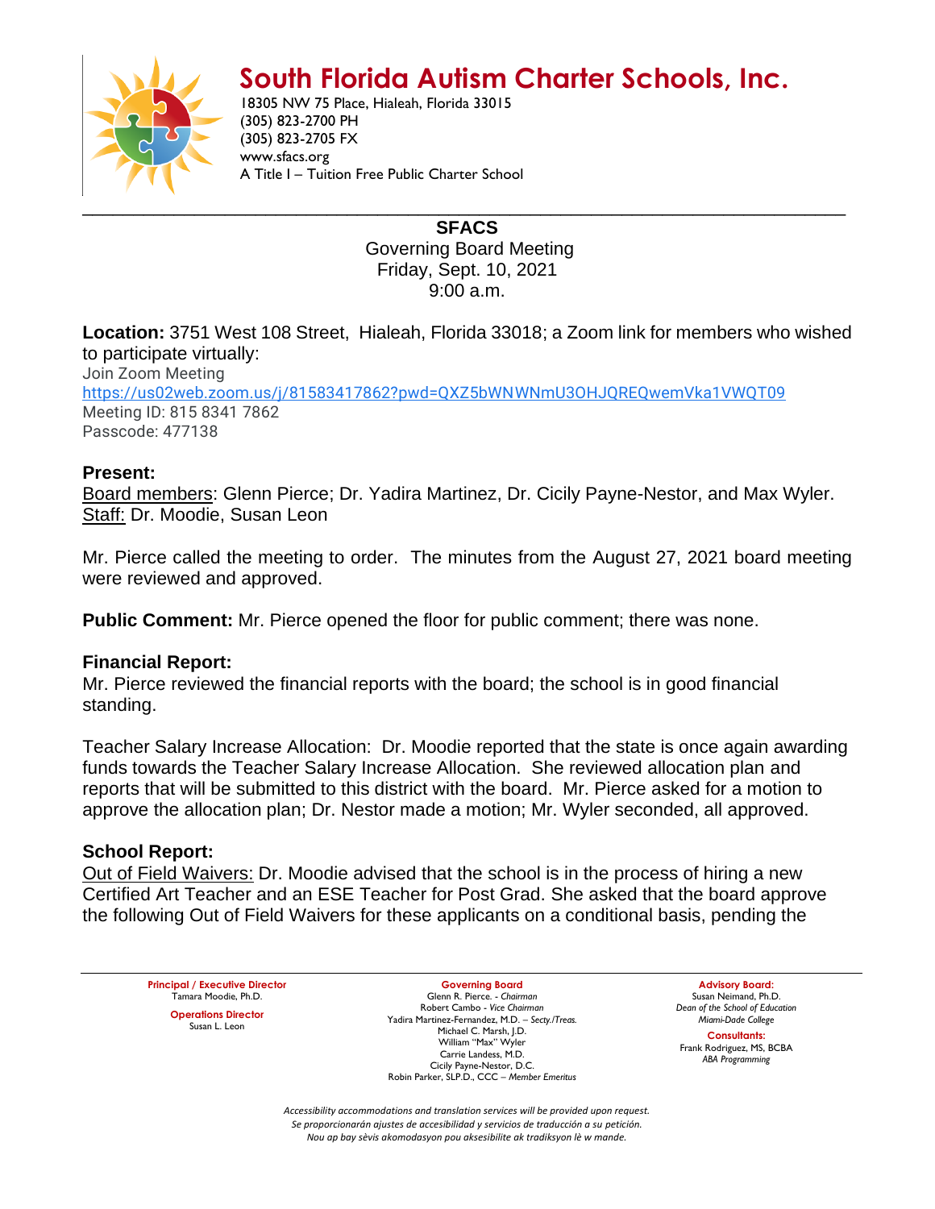# South Florida Autism Charter Schools, Inc.

18305 NW 75 Place, Hialeah, Florida 33015
(305) 823-2700 PH
(305) 823-2705 FX
www.sfacs.org
A Title I – Tuition Free Public Charter School

---

**SFACS**
Governing Board Meeting
Friday, Sept. 10, 2021
9:00 a.m.

**Location:** 3751 West 108 Street, Hialeah, Florida 33018; a Zoom link for members who wished to participate virtually:
Join Zoom Meeting
https://us02web.zoom.us/j/81583417862?pwd=QXZ5bWNWNmU3OHJQREQwemVka1VWQT09
Meeting ID: 815 8341 7862
Passcode: 477138

**Present:**
Board members: Glenn Pierce; Dr. Yadira Martinez, Dr. Cicily Payne-Nestor, and Max Wyler.
Staff: Dr. Moodie, Susan Leon

Mr. Pierce called the meeting to order. The minutes from the August 27, 2021 board meeting were reviewed and approved.

**Public Comment:** Mr. Pierce opened the floor for public comment; there was none.

**Financial Report:**
Mr. Pierce reviewed the financial reports with the board; the school is in good financial standing.

Teacher Salary Increase Allocation: Dr. Moodie reported that the state is once again awarding funds towards the Teacher Salary Increase Allocation. She reviewed allocation plan and reports that will be submitted to this district with the board. Mr. Pierce asked for a motion to approve the allocation plan; Dr. Nestor made a motion; Mr. Wyler seconded, all approved.

**School Report:**
Out of Field Waivers: Dr. Moodie advised that the school is in the process of hiring a new Certified Art Teacher and an ESE Teacher for Post Grad. She asked that the board approve the following Out of Field Waivers for these applicants on a conditional basis, pending the

---

**Principal / Executive Director**
Tamara Moodie, Ph.D.

**Operations Director**
Susan L. Leon

**Governing Board**
Glenn R. Pierce. - *Chairman*
Robert Cambo - *Vice Chairman*
Yadira Martinez-Fernandez, M.D. – *Secty./Treas.*
Michael C. Marsh, J.D.
William "Max" Wyler
Carrie Landess, M.D.
Cicily Payne-Nestor, D.C.
Robin Parker, SLP.D., CCC – *Member Emeritus*

**Advisory Board:**
Susan Neimand, Ph.D.
*Dean of the School of Education*
*Miami-Dade College*

**Consultants:**
Frank Rodriguez, MS, BCBA
*ABA Programming*

*Accessibility accommodations and translation services will be provided upon request.*
*Se proporcionarán ajustes de accesibilidad y servicios de traducción a su petición.*
*Nou ap bay sèvis akomodasyon pou aksesibilite ak tradiksyon lè w mande.*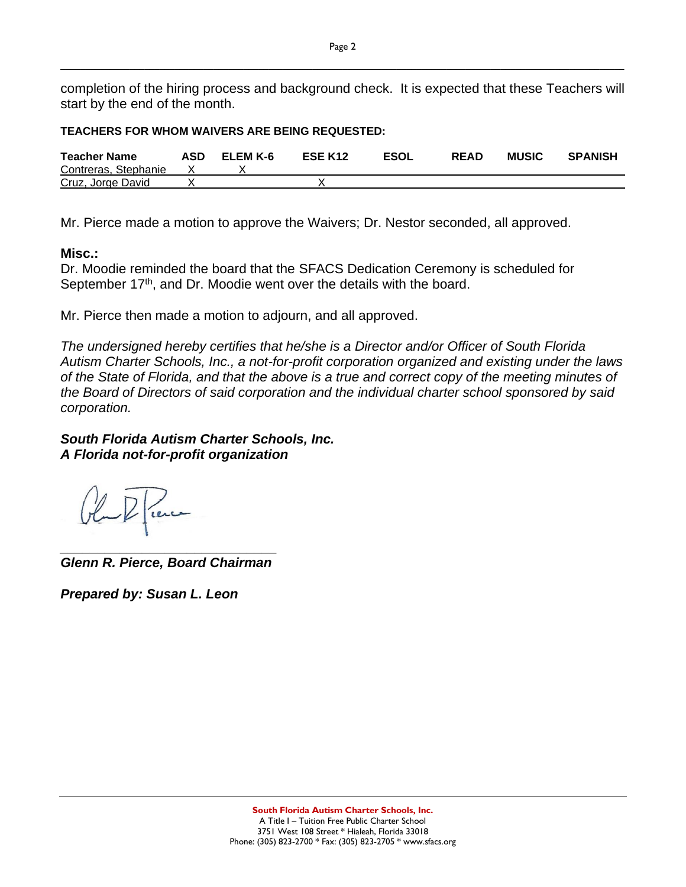completion of the hiring process and background check. It is expected that these Teachers will start by the end of the month.

**TEACHERS FOR WHOM WAIVERS ARE BEING REQUESTED:**

| Teacher Name | ASD | ELEM K-6 | ESE K12 | ESOL | READ | MUSIC | SPANISH |
|---|---|---|---|---|---|---|---|
| Contreras, Stephanie | X | X | | | | | |
| Cruz, Jorge David | X | | X | | | | |

Mr. Pierce made a motion to approve the Waivers; Dr. Nestor seconded, all approved.

**Misc.:**
Dr. Moodie reminded the board that the SFACS Dedication Ceremony is scheduled for September 17th, and Dr. Moodie went over the details with the board.

Mr. Pierce then made a motion to adjourn, and all approved.

*The undersigned hereby certifies that he/she is a Director and/or Officer of South Florida Autism Charter Schools, Inc., a not-for-profit corporation organized and existing under the laws of the State of Florida, and that the above is a true and correct copy of the meeting minutes of the Board of Directors of said corporation and the individual charter school sponsored by said corporation.*

***South Florida Autism Charter Schools, Inc.***
***A Florida not-for-profit organization***

***Glenn R. Pierce, Board Chairman***

***Prepared by: Susan L. Leon***

**South Florida Autism Charter Schools, Inc.**
A Title I – Tuition Free Public Charter School
3751 West 108 Street * Hialeah, Florida 33018
Phone: (305) 823-2700 * Fax: (305) 823-2705 * www.sfacs.org